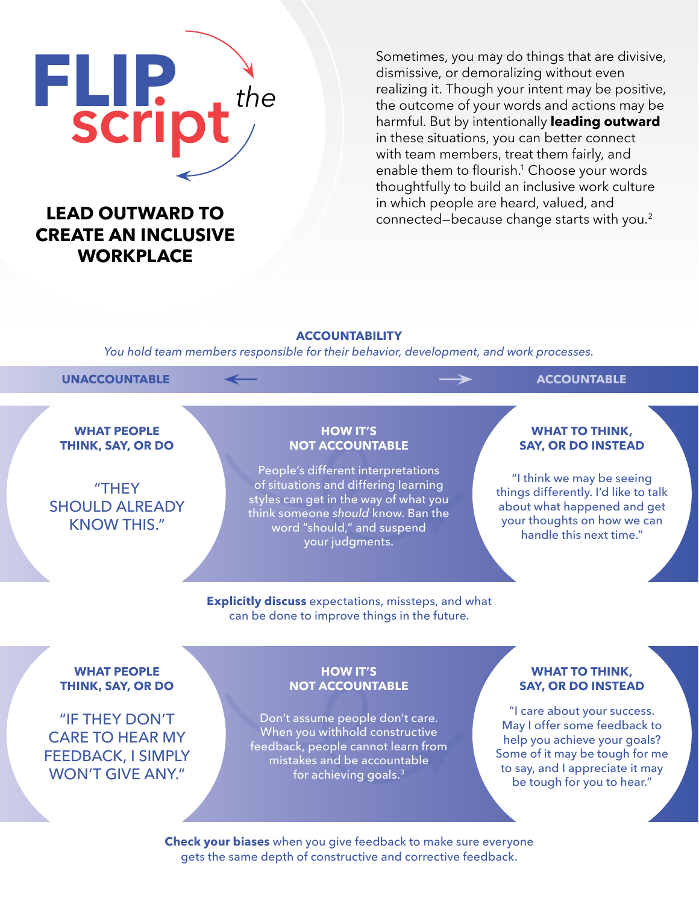# FLIP the script

## LEAD OUTWARD TO CREATE AN INCLUSIVE WORKPLACE

Sometimes, you may do things that are divisive, dismissive, or demoralizing without even realizing it. Though your intent may be positive, the outcome of your words and actions may be harmful. But by intentionally **leading outward** in these situations, you can better connect with team members, treat them fairly, and enable them to flourish.[1] Choose your words thoughtfully to build an inclusive work culture in which people are heard, valued, and connected—because change starts with you.[2]

## ACCOUNTABILITY

*You hold team members responsible for their behavior, development, and work processes.*

**UNACCOUNTABLE** ← → **ACCOUNTABLE**

| WHAT PEOPLE THINK, SAY, OR DO | HOW IT'S NOT ACCOUNTABLE | WHAT TO THINK, SAY, OR DO INSTEAD |
|---|---|---|
| "THEY SHOULD ALREADY KNOW THIS." | People's different interpretations of situations and differing learning styles can get in the way of what you think someone *should* know. Ban the word "should," and suspend your judgments. | "I think we may be seeing things differently. I'd like to talk about what happened and get your thoughts on how we can handle this next time." |

**Explicitly discuss** expectations, missteps, and what can be done to improve things in the future.

| WHAT PEOPLE THINK, SAY, OR DO | HOW IT'S NOT ACCOUNTABLE | WHAT TO THINK, SAY, OR DO INSTEAD |
|---|---|---|
| "IF THEY DON'T CARE TO HEAR MY FEEDBACK, I SIMPLY WON'T GIVE ANY." | Don't assume people don't care. When you withhold constructive feedback, people cannot learn from mistakes and be accountable for achieving goals.[3] | "I care about your success. May I offer some feedback to help you achieve your goals? Some of it may be tough for me to say, and I appreciate it may be tough for you to hear." |

**Check your biases** when you give feedback to make sure everyone gets the same depth of constructive and corrective feedback.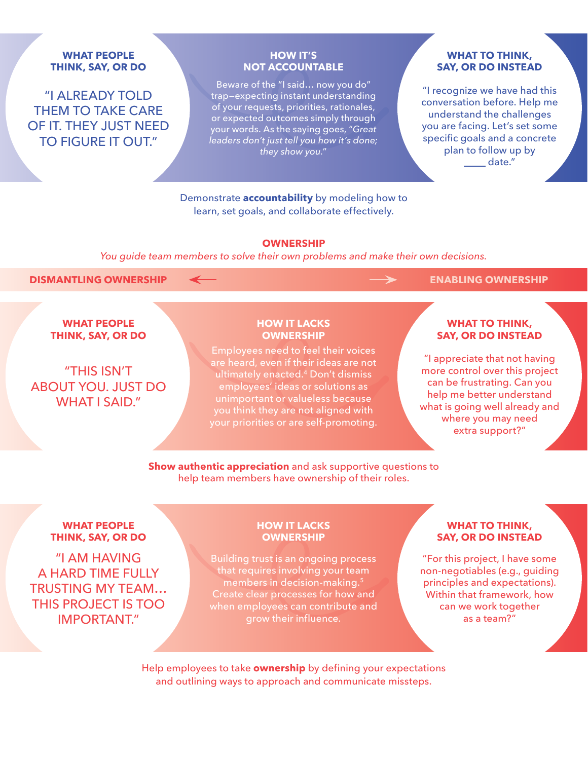| WHAT PEOPLE THINK, SAY, OR DO | HOW IT'S NOT ACCOUNTABLE | WHAT TO THINK, SAY, OR DO INSTEAD |
| --- | --- | --- |
| "I ALREADY TOLD THEM TO TAKE CARE OF IT. THEY JUST NEED TO FIGURE IT OUT." | Beware of the "I said… now you do" trap—expecting instant understanding of your requests, priorities, rationales, or expected outcomes simply through your words. As the saying goes, *"Great leaders don't just tell you how it's done; they show you."* | "I recognize we have had this conversation before. Help me understand the challenges you are facing. Let's set some specific goals and a concrete plan to follow up by ____ date." |

Demonstrate **accountability** by modeling how to learn, set goals, and collaborate effectively.

## OWNERSHIP

*You guide team members to solve their own problems and make their own decisions.*

**DISMANTLING OWNERSHIP** ← → **ENABLING OWNERSHIP**

| WHAT PEOPLE THINK, SAY, OR DO | HOW IT LACKS OWNERSHIP | WHAT TO THINK, SAY, OR DO INSTEAD |
| --- | --- | --- |
| "THIS ISN'T ABOUT YOU. JUST DO WHAT I SAID." | Employees need to feel their voices are heard, even if their ideas are not ultimately enacted.[4] Don't dismiss employees' ideas or solutions as unimportant or valueless because you think they are not aligned with your priorities or are self-promoting. | "I appreciate that not having more control over this project can be frustrating. Can you help me better understand what is going well already and where you may need extra support?" |

**Show authentic appreciation** and ask supportive questions to help team members have ownership of their roles.

| WHAT PEOPLE THINK, SAY, OR DO | HOW IT LACKS OWNERSHIP | WHAT TO THINK, SAY, OR DO INSTEAD |
| --- | --- | --- |
| "I AM HAVING A HARD TIME FULLY TRUSTING MY TEAM… THIS PROJECT IS TOO IMPORTANT." | Building trust is an ongoing process that requires involving your team members in decision-making.[5] Create clear processes for how and when employees can contribute and grow their influence. | "For this project, I have some non-negotiables (e.g., guiding principles and expectations). Within that framework, how can we work together as a team?" |

Help employees to take **ownership** by defining your expectations and outlining ways to approach and communicate missteps.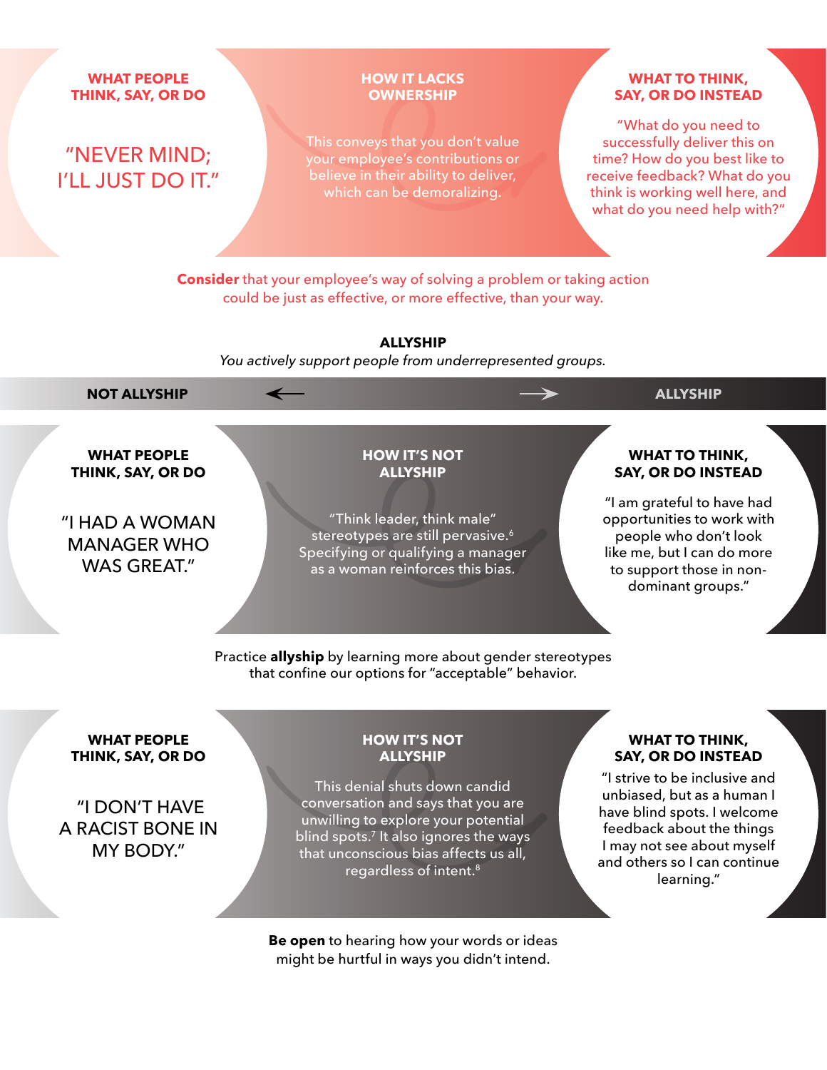**WHAT PEOPLE THINK, SAY, OR DO**

"NEVER MIND; I'LL JUST DO IT."

**HOW IT LACKS OWNERSHIP**

This conveys that you don't value your employee's contributions or believe in their ability to deliver, which can be demoralizing.

**WHAT TO THINK, SAY, OR DO INSTEAD**

"What do you need to successfully deliver this on time? How do you best like to receive feedback? What do you think is working well here, and what do you need help with?"

**Consider** that your employee's way of solving a problem or taking action could be just as effective, or more effective, than your way.

## ALLYSHIP

*You actively support people from underrepresented groups.*

**NOT ALLYSHIP** ← → **ALLYSHIP**

**WHAT PEOPLE THINK, SAY, OR DO**

"I HAD A WOMAN MANAGER WHO WAS GREAT."

**HOW IT'S NOT ALLYSHIP**

"Think leader, think male" stereotypes are still pervasive.[6] Specifying or qualifying a manager as a woman reinforces this bias.

**WHAT TO THINK, SAY, OR DO INSTEAD**

"I am grateful to have had opportunities to work with people who don't look like me, but I can do more to support those in non-dominant groups."

Practice **allyship** by learning more about gender stereotypes that confine our options for "acceptable" behavior.

**WHAT PEOPLE THINK, SAY, OR DO**

"I DON'T HAVE A RACIST BONE IN MY BODY."

**HOW IT'S NOT ALLYSHIP**

This denial shuts down candid conversation and says that you are unwilling to explore your potential blind spots.[7] It also ignores the ways that unconscious bias affects us all, regardless of intent.[8]

**WHAT TO THINK, SAY, OR DO INSTEAD**

"I strive to be inclusive and unbiased, but as a human I have blind spots. I welcome feedback about the things I may not see about myself and others so I can continue learning."

**Be open** to hearing how your words or ideas might be hurtful in ways you didn't intend.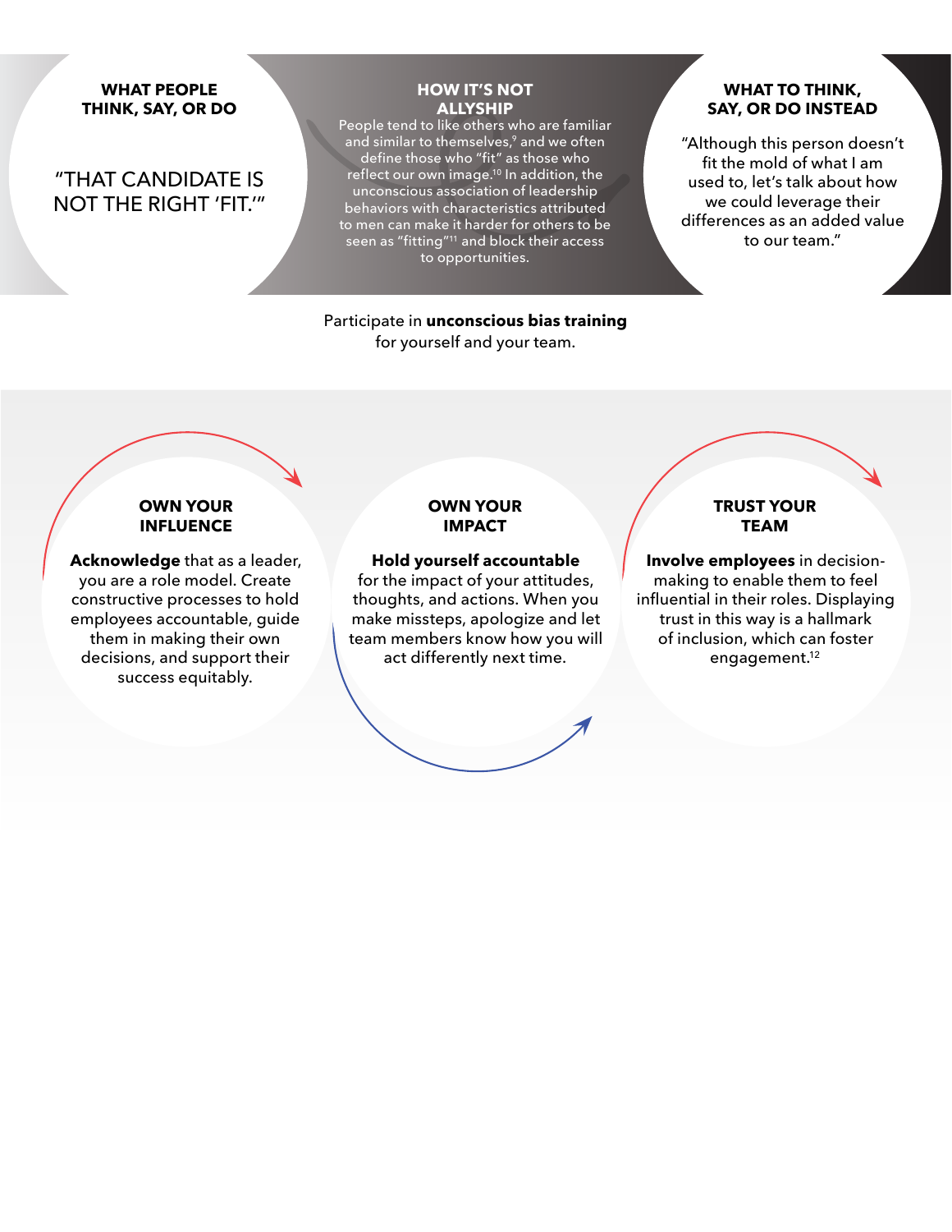### WHAT PEOPLE THINK, SAY, OR DO

"THAT CANDIDATE IS NOT THE RIGHT 'FIT.'"

### HOW IT'S NOT ALLYSHIP

People tend to like others who are familiar and similar to themselves,[9] and we often define those who "fit" as those who reflect our own image.[10] In addition, the unconscious association of leadership behaviors with characteristics attributed to men can make it harder for others to be seen as "fitting"[11] and block their access to opportunities.

### WHAT TO THINK, SAY, OR DO INSTEAD

"Although this person doesn't fit the mold of what I am used to, let's talk about how we could leverage their differences as an added value to our team."

Participate in **unconscious bias training** for yourself and your team.

### OWN YOUR INFLUENCE

**Acknowledge** that as a leader, you are a role model. Create constructive processes to hold employees accountable, guide them in making their own decisions, and support their success equitably.

### OWN YOUR IMPACT

**Hold yourself accountable** for the impact of your attitudes, thoughts, and actions. When you make missteps, apologize and let team members know how you will act differently next time.

### TRUST YOUR TEAM

**Involve employees** in decision-making to enable them to feel influential in their roles. Displaying trust in this way is a hallmark of inclusion, which can foster engagement.[12]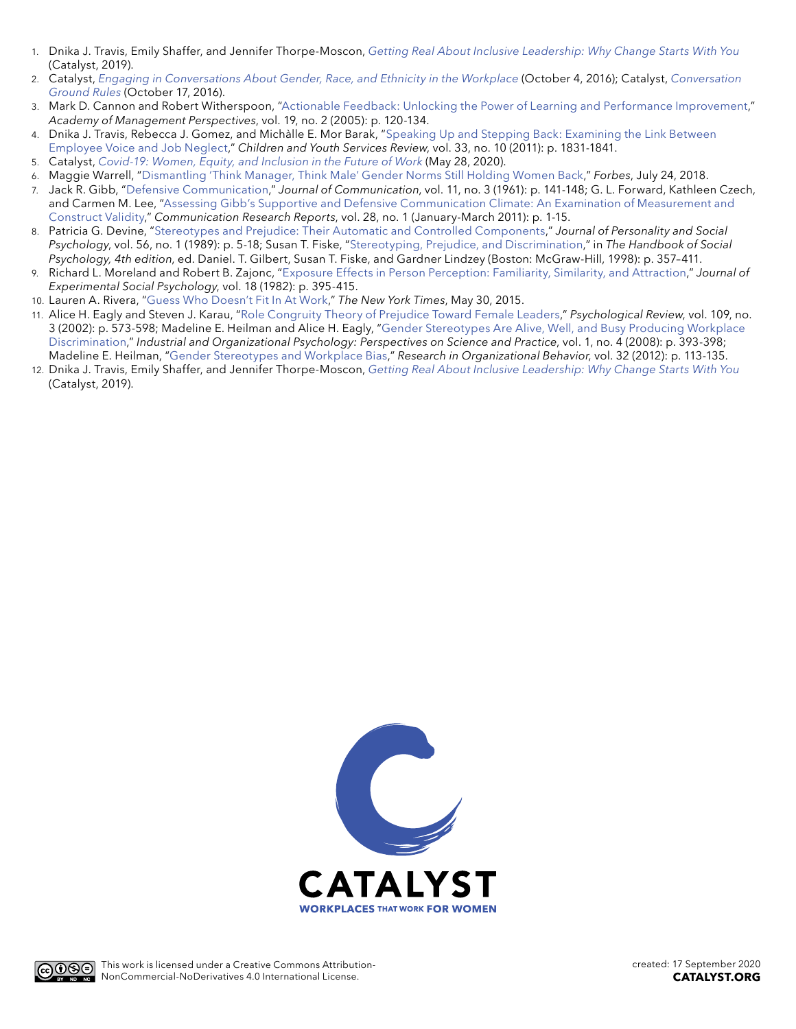1. Dnika J. Travis, Emily Shaffer, and Jennifer Thorpe-Moscon, *Getting Real About Inclusive Leadership: Why Change Starts With You* (Catalyst, 2019).
2. Catalyst, *Engaging in Conversations About Gender, Race, and Ethnicity in the Workplace* (October 4, 2016); Catalyst, *Conversation Ground Rules* (October 17, 2016).
3. Mark D. Cannon and Robert Witherspoon, "Actionable Feedback: Unlocking the Power of Learning and Performance Improvement," *Academy of Management Perspectives*, vol. 19, no. 2 (2005): p. 120-134.
4. Dnika J. Travis, Rebecca J. Gomez, and Michàlle E. Mor Barak, "Speaking Up and Stepping Back: Examining the Link Between Employee Voice and Job Neglect," *Children and Youth Services Review*, vol. 33, no. 10 (2011): p. 1831-1841.
5. Catalyst, *Covid-19: Women, Equity, and Inclusion in the Future of Work* (May 28, 2020).
6. Maggie Warrell, "Dismantling 'Think Manager, Think Male' Gender Norms Still Holding Women Back," *Forbes*, July 24, 2018.
7. Jack R. Gibb, "Defensive Communication," *Journal of Communication*, vol. 11, no. 3 (1961): p. 141-148; G. L. Forward, Kathleen Czech, and Carmen M. Lee, "Assessing Gibb's Supportive and Defensive Communication Climate: An Examination of Measurement and Construct Validity," *Communication Research Reports*, vol. 28, no. 1 (January-March 2011): p. 1-15.
8. Patricia G. Devine, "Stereotypes and Prejudice: Their Automatic and Controlled Components," *Journal of Personality and Social Psychology*, vol. 56, no. 1 (1989): p. 5-18; Susan T. Fiske, "Stereotyping, Prejudice, and Discrimination," in *The Handbook of Social Psychology, 4th edition*, ed. Daniel. T. Gilbert, Susan T. Fiske, and Gardner Lindzey (Boston: McGraw-Hill, 1998): p. 357–411.
9. Richard L. Moreland and Robert B. Zajonc, "Exposure Effects in Person Perception: Familiarity, Similarity, and Attraction," *Journal of Experimental Social Psychology*, vol. 18 (1982): p. 395-415.
10. Lauren A. Rivera, "Guess Who Doesn't Fit In At Work," *The New York Times*, May 30, 2015.
11. Alice H. Eagly and Steven J. Karau, "Role Congruity Theory of Prejudice Toward Female Leaders," *Psychological Review*, vol. 109, no. 3 (2002): p. 573-598; Madeline E. Heilman and Alice H. Eagly, "Gender Stereotypes Are Alive, Well, and Busy Producing Workplace Discrimination," *Industrial and Organizational Psychology: Perspectives on Science and Practice*, vol. 1, no. 4 (2008): p. 393-398; Madeline E. Heilman, "Gender Stereotypes and Workplace Bias," *Research in Organizational Behavior*, vol. 32 (2012): p. 113-135.
12. Dnika J. Travis, Emily Shaffer, and Jennifer Thorpe-Moscon, *Getting Real About Inclusive Leadership: Why Change Starts With You* (Catalyst, 2019).

CATALYST

WORKPLACES THAT WORK FOR WOMEN

This work is licensed under a Creative Commons Attribution-NonCommercial-NoDerivatives 4.0 International License.

created: 17 September 2020

**CATALYST.ORG**